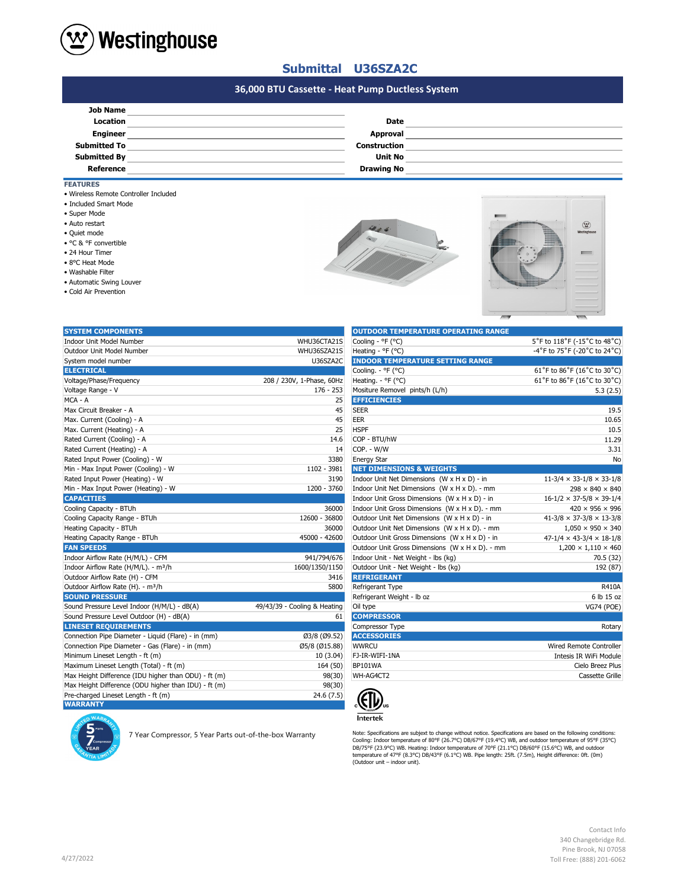# Westinghouse

## Submittal U36SZA2C

### 36,000 BTU Cassette - Heat Pump Ductless System

| | | | |
|---|---|---|---|
| **Job Name** | | | |
| **Location** | | **Date** | |
| **Engineer** | | **Approval** | |
| **Submitted To** | | **Construction** | |
| **Submitted By** | | **Unit No** | |
| **Reference** | | **Drawing No** | |

**FEATURES**

- Wireless Remote Controller Included
- Included Smart Mode
- Super Mode
- Auto restart
- Quiet mode
- °C & °F convertible
- 24 Hour Timer
- 8°C Heat Mode
- Washable Filter
- Automatic Swing Louver
- Cold Air Prevention

| **SYSTEM COMPONENTS** | |
|---|---|
| Indoor Unit Model Number | WHU36CTA21S |
| Outdoor Unit Model Number | WHU36SZA21S |
| System model number | U36SZA2C |
| **ELECTRICAL** | |
| Voltage/Phase/Frequency | 208 / 230V, 1-Phase, 60Hz |
| Voltage Range - V | 176 - 253 |
| MCA - A | 25 |
| Max Circuit Breaker - A | 45 |
| Max. Current (Cooling) - A | 45 |
| Max. Current (Heating) - A | 25 |
| Rated Current (Cooling) - A | 14.6 |
| Rated Current (Heating) - A | 14 |
| Rated Input Power (Cooling) - W | 3380 |
| Min - Max Input Power (Cooling) - W | 1102 - 3981 |
| Rated Input Power (Heating) - W | 3190 |
| Min - Max Input Power (Heating) - W | 1200 - 3760 |
| **CAPACITIES** | |
| Cooling Capacity - BTUh | 36000 |
| Cooling Capacity Range - BTUh | 12600 - 36800 |
| Heating Capacity - BTUh | 36000 |
| Heating Capacity Range - BTUh | 45000 - 42600 |
| **FAN SPEEDS** | |
| Indoor Airflow Rate (H/M/L) - CFM | 941/794/676 |
| Indoor Airflow Rate (H/M/L). - m³/h | 1600/1350/1150 |
| Outdoor Airflow Rate (H) - CFM | 3416 |
| Outdoor Airflow Rate (H). - m³/h | 5800 |
| **SOUND PRESSURE** | |
| Sound Pressure Level Indoor (H/M/L) - dB(A) | 49/43/39 - Cooling & Heating |
| Sound Pressure Level Outdoor (H) - dB(A) | 61 |
| **LINESET REQUIREMENTS** | |
| Connection Pipe Diameter - Liquid (Flare) - in (mm) | Ø3/8 (Ø9.52) |
| Connection Pipe Diameter - Gas (Flare) - in (mm) | Ø5/8 (Ø15.88) |
| Minimum Lineset Length - ft (m) | 10 (3.04) |
| Maximum Lineset Length (Total) - ft (m) | 164 (50) |
| Max Height Difference (IDU higher than ODU) - ft (m) | 98(30) |
| Max Height Difference (ODU higher than IDU) - ft (m) | 98(30) |
| Pre-charged Lineset Length - ft (m) | 24.6 (7.5) |
| **WARRANTY** | |

7 Year Compressor, 5 Year Parts out-of-the-box Warranty

| **OUTDOOR TEMPERATURE OPERATING RANGE** | |
|---|---|
| Cooling - °F (°C) | 5˚F to 118˚F (-15˚C to 48˚C) |
| Heating - °F (°C) | -4˚F to 75˚F (-20˚C to 24˚C) |
| **INDOOR TEMPERATURE SETTING RANGE** | |
| Cooling. - °F (°C) | 61˚F to 86˚F (16˚C to 30˚C) |
| Heating. - °F (°C) | 61˚F to 86˚F (16˚C to 30˚C) |
| Mositure Removel pints/h (L/h) | 5.3 (2.5) |
| **EFFICIENCIES** | |
| SEER | 19.5 |
| EER | 10.65 |
| HSPF | 10.5 |
| COP - BTU/hW | 11.29 |
| COP. - W/W | 3.31 |
| Energy Star | No |
| **NET DIMENSIONS & WEIGHTS** | |
| Indoor Unit Net Dimensions (W x H x D) - in | 11-3/4 × 33-1/8 × 33-1/8 |
| Indoor Unit Net Dimensions (W x H x D). - mm | 298 × 840 × 840 |
| Indoor Unit Gross Dimensions (W x H x D) - in | 16-1/2 × 37-5/8 × 39-1/4 |
| Indoor Unit Gross Dimensions (W x H x D). - mm | 420 × 956 × 996 |
| Outdoor Unit Net Dimensions (W x H x D) - in | 41-3/8 × 37-3/8 × 13-3/8 |
| Outdoor Unit Net Dimensions (W x H x D). - mm | 1,050 × 950 × 340 |
| Outdoor Unit Gross Dimensions (W x H x D) - in | 47-1/4 × 43-3/4 × 18-1/8 |
| Outdoor Unit Gross Dimensions (W x H x D). - mm | 1,200 × 1,110 × 460 |
| Indoor Unit - Net Weight - lbs (kg) | 70.5 (32) |
| Outdoor Unit - Net Weight - lbs (kg) | 192 (87) |
| **REFRIGERANT** | |
| Refrigerant Type | R410A |
| Refrigerant Weight - lb oz | 6 lb 15 oz |
| Oil type | VG74 (POE) |
| **COMPRESSOR** | |
| Compressor Type | Rotary |
| **ACCESSORIES** | |
| WWRCU | Wired Remote Controller |
| FJ-IR-WIFI-1NA | Intesis IR WiFi Module |
| BP101WA | Cielo Breez Plus |
| WH-AG4CT2 | Cassette Grille |

Intertek

Note: Specifications are subject to change without notice. Specifications are based on the following conditions: Cooling: Indoor temperature of 80°F (26.7°C) DB/67°F (19.4°C) WB, and outdoor temperature of 95°F (35°C) DB/75°F (23.9°C) WB. Heating: Indoor temperature of 70°F (21.1°C) DB/60°F (15.6°C) WB, and outdoor temperature of 47°F (8.3°C) DB/43°F (6.1°C) WB. Pipe length: 25ft. (7.5m), Height difference: 0ft. (0m) (Outdoor unit – indoor unit).

4/27/2022

Contact Info
340 Changebridge Rd.
Pine Brook, NJ 07058
Toll Free: (888) 201-6062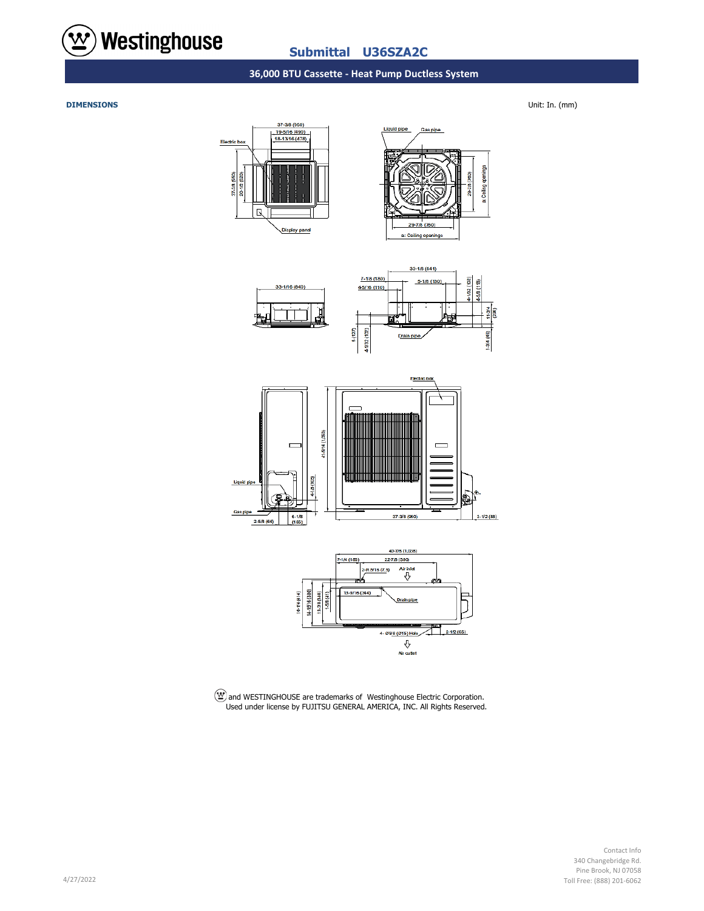# Submittal U36SZA2C

## 36,000 BTU Cassette - Heat Pump Ductless System

**DIMENSIONS**

Unit: In. (mm)

37-3/8 (950)
19-5/16 (490)
18-13/16 (478)
Electric box
37-3/8 (950)
20-1/2 (520)
Display panel

Liquid pipe
Gas pipe
29-7/8 (760)
a: Ceiling openings
29-7/8 (760)
a: Ceiling openings

33-1/16 (840)

33-1/8 (841)
7-1/8 (180)
5-1/8 (130)
4-5/16 (110)
4-1/32 (102)
4-5/8 (118)
11-3/4 (298)
Drain pipe
5 (127)
4-1/32 (102)
1-3/4 (45)

Electric box
41-5/16 (1,050)
4-1/8 (105)
Liquid pipe
Gas pipe
2-5/8 (66)
6-1/8 (155)
37-3/8 (950)
3-1/2 (88)

40-7/8 (1,038)
7-1/4 (185)
22-7/8 (580)
2-R 5/16 (7.5)
Air inlet
13-9/16 (344)
Drain pipe
16-1/4 (414)
14-15/16 (380)
13-7/8 (349)
1-5/8 (41)
4- Ø5/8 (Ø15) Hole
2-1/2 (65)
Air outlet

and WESTINGHOUSE are trademarks of Westinghouse Electric Corporation.
Used under license by FUJITSU GENERAL AMERICA, INC. All Rights Reserved.

4/27/2022

Contact Info
340 Changebridge Rd.
Pine Brook, NJ 07058
Toll Free: (888) 201-6062